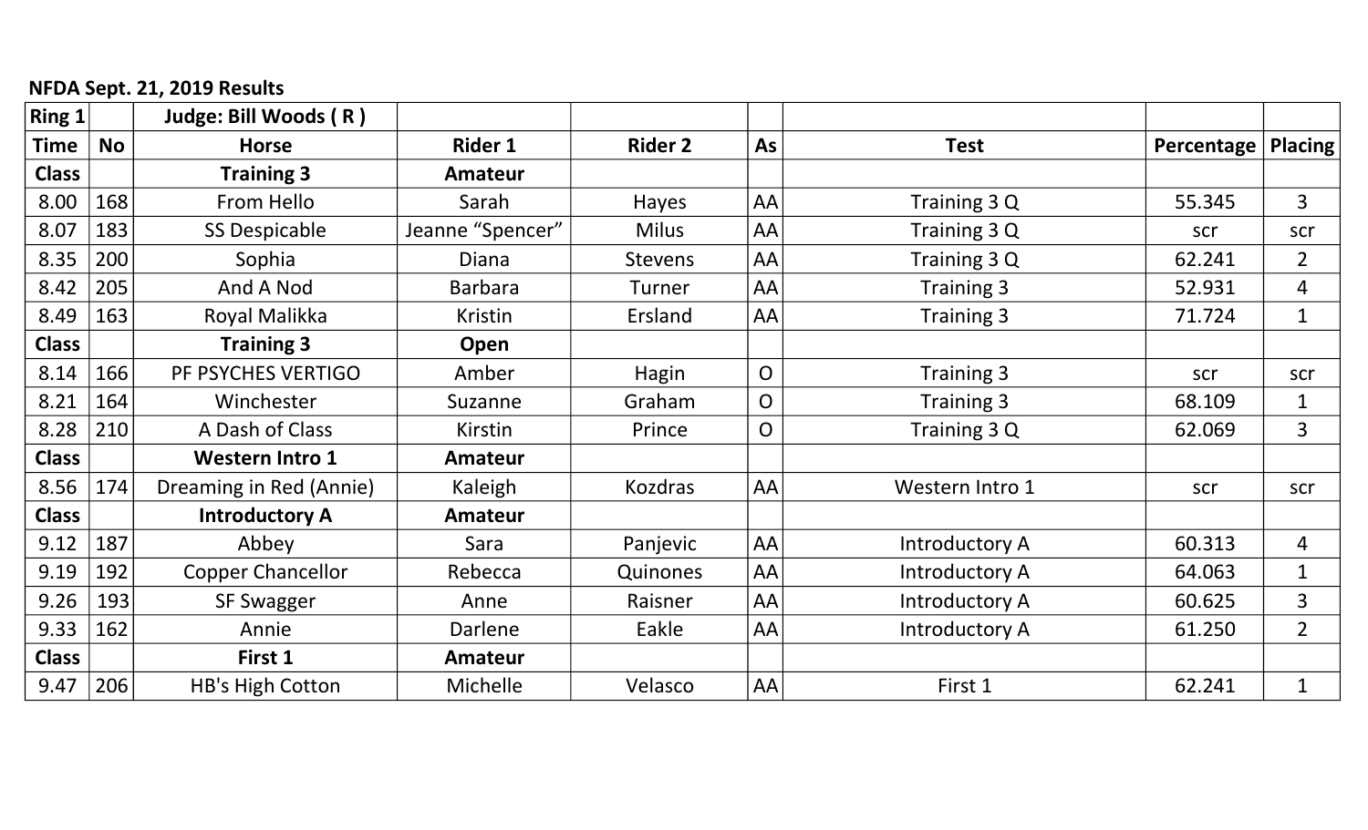**NFDA Sept. 21, 2019 Results**

| Ring 1 | | Judge: Bill Woods ( R ) | | | | | | |
|---|---|---|---|---|---|---|---|---|
| **Time** | **No** | **Horse** | **Rider 1** | **Rider 2** | **As** | **Test** | **Percentage** | **Placing** |
| **Class** | | **Training 3** | **Amateur** | | | | | |
| 8.00 | 168 | From Hello | Sarah | Hayes | AA | Training 3 Q | 55.345 | 3 |
| 8.07 | 183 | SS Despicable | Jeanne "Spencer" | Milus | AA | Training 3 Q | scr | scr |
| 8.35 | 200 | Sophia | Diana | Stevens | AA | Training 3 Q | 62.241 | 2 |
| 8.42 | 205 | And A Nod | Barbara | Turner | AA | Training 3 | 52.931 | 4 |
| 8.49 | 163 | Royal Malikka | Kristin | Ersland | AA | Training 3 | 71.724 | 1 |
| **Class** | | **Training 3** | **Open** | | | | | |
| 8.14 | 166 | PF PSYCHES VERTIGO | Amber | Hagin | O | Training 3 | scr | scr |
| 8.21 | 164 | Winchester | Suzanne | Graham | O | Training 3 | 68.109 | 1 |
| 8.28 | 210 | A Dash of Class | Kirstin | Prince | O | Training 3 Q | 62.069 | 3 |
| **Class** | | **Western Intro 1** | **Amateur** | | | | | |
| 8.56 | 174 | Dreaming in Red (Annie) | Kaleigh | Kozdras | AA | Western Intro 1 | scr | scr |
| **Class** | | **Introductory A** | **Amateur** | | | | | |
| 9.12 | 187 | Abbey | Sara | Panjevic | AA | Introductory A | 60.313 | 4 |
| 9.19 | 192 | Copper Chancellor | Rebecca | Quinones | AA | Introductory A | 64.063 | 1 |
| 9.26 | 193 | SF Swagger | Anne | Raisner | AA | Introductory A | 60.625 | 3 |
| 9.33 | 162 | Annie | Darlene | Eakle | AA | Introductory A | 61.250 | 2 |
| **Class** | | **First 1** | **Amateur** | | | | | |
| 9.47 | 206 | HB's High Cotton | Michelle | Velasco | AA | First 1 | 62.241 | 1 |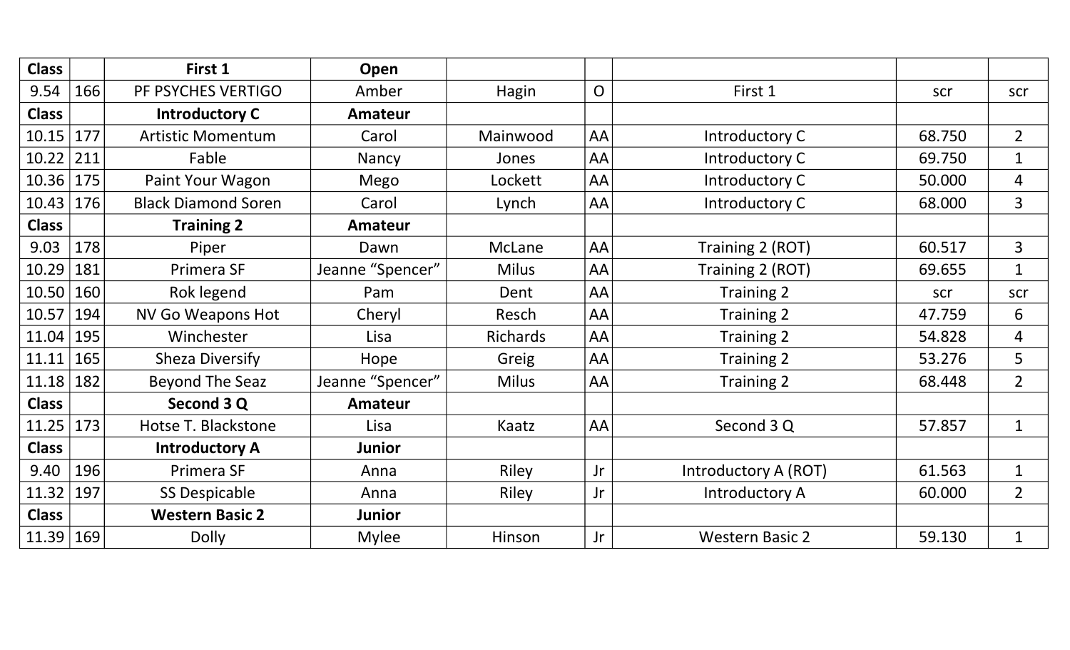| Class | | First 1 | Open | | | | | |
|---|---|---|---|---|---|---|---|---|
| 9.54 | 166 | PF PSYCHES VERTIGO | Amber | Hagin | O | First 1 | scr | scr |
| **Class** | | **Introductory C** | **Amateur** | | | | | |
| 10.15 | 177 | Artistic Momentum | Carol | Mainwood | AA | Introductory C | 68.750 | 2 |
| 10.22 | 211 | Fable | Nancy | Jones | AA | Introductory C | 69.750 | 1 |
| 10.36 | 175 | Paint Your Wagon | Mego | Lockett | AA | Introductory C | 50.000 | 4 |
| 10.43 | 176 | Black Diamond Soren | Carol | Lynch | AA | Introductory C | 68.000 | 3 |
| **Class** | | **Training 2** | **Amateur** | | | | | |
| 9.03 | 178 | Piper | Dawn | McLane | AA | Training 2 (ROT) | 60.517 | 3 |
| 10.29 | 181 | Primera SF | Jeanne “Spencer” | Milus | AA | Training 2 (ROT) | 69.655 | 1 |
| 10.50 | 160 | Rok legend | Pam | Dent | AA | Training 2 | scr | scr |
| 10.57 | 194 | NV Go Weapons Hot | Cheryl | Resch | AA | Training 2 | 47.759 | 6 |
| 11.04 | 195 | Winchester | Lisa | Richards | AA | Training 2 | 54.828 | 4 |
| 11.11 | 165 | Sheza Diversify | Hope | Greig | AA | Training 2 | 53.276 | 5 |
| 11.18 | 182 | Beyond The Seaz | Jeanne “Spencer” | Milus | AA | Training 2 | 68.448 | 2 |
| **Class** | | **Second 3 Q** | **Amateur** | | | | | |
| 11.25 | 173 | Hotse T. Blackstone | Lisa | Kaatz | AA | Second 3 Q | 57.857 | 1 |
| **Class** | | **Introductory A** | **Junior** | | | | | |
| 9.40 | 196 | Primera SF | Anna | Riley | Jr | Introductory A (ROT) | 61.563 | 1 |
| 11.32 | 197 | SS Despicable | Anna | Riley | Jr | Introductory A | 60.000 | 2 |
| **Class** | | **Western Basic 2** | **Junior** | | | | | |
| 11.39 | 169 | Dolly | Mylee | Hinson | Jr | Western Basic 2 | 59.130 | 1 |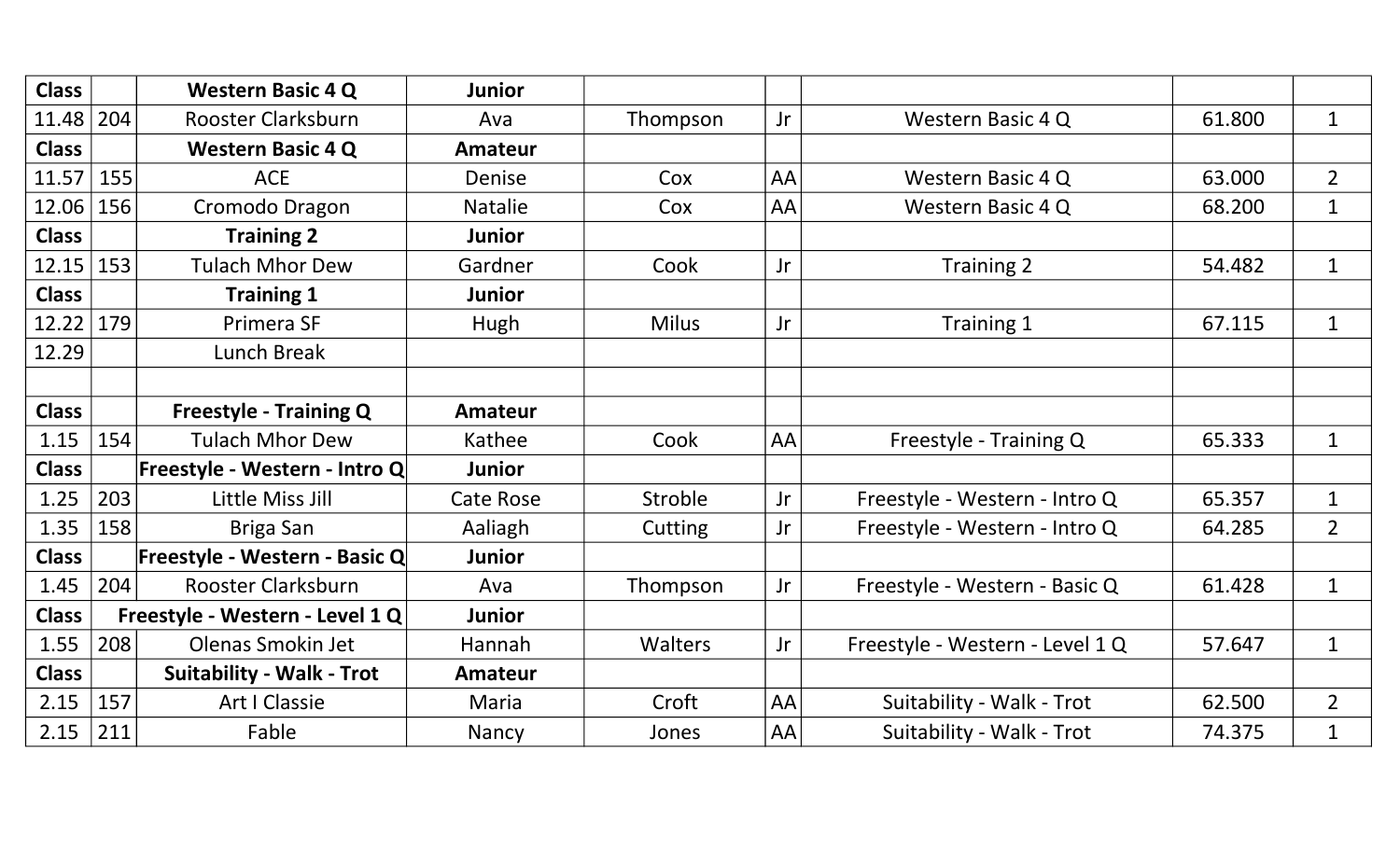| Class | | Western Basic 4 Q | Junior | | | | | |
|---|---|---|---|---|---|---|---|---|
| 11.48 | 204 | Rooster Clarksburn | Ava | Thompson | Jr | Western Basic 4 Q | 61.800 | 1 |
| **Class** | | **Western Basic 4 Q** | **Amateur** | | | | | |
| 11.57 | 155 | ACE | Denise | Cox | AA | Western Basic 4 Q | 63.000 | 2 |
| 12.06 | 156 | Cromodo Dragon | Natalie | Cox | AA | Western Basic 4 Q | 68.200 | 1 |
| **Class** | | **Training 2** | **Junior** | | | | | |
| 12.15 | 153 | Tulach Mhor Dew | Gardner | Cook | Jr | Training 2 | 54.482 | 1 |
| **Class** | | **Training 1** | **Junior** | | | | | |
| 12.22 | 179 | Primera SF | Hugh | Milus | Jr | Training 1 | 67.115 | 1 |
| 12.29 | | Lunch Break | | | | | | |
| | | | | | | | | |
| **Class** | | **Freestyle - Training Q** | **Amateur** | | | | | |
| 1.15 | 154 | Tulach Mhor Dew | Kathee | Cook | AA | Freestyle - Training Q | 65.333 | 1 |
| **Class** | | **Freestyle - Western - Intro Q** | **Junior** | | | | | |
| 1.25 | 203 | Little Miss Jill | Cate Rose | Stroble | Jr | Freestyle - Western - Intro Q | 65.357 | 1 |
| 1.35 | 158 | Briga San | Aaliagh | Cutting | Jr | Freestyle - Western - Intro Q | 64.285 | 2 |
| **Class** | | **Freestyle - Western - Basic Q** | **Junior** | | | | | |
| 1.45 | 204 | Rooster Clarksburn | Ava | Thompson | Jr | Freestyle - Western - Basic Q | 61.428 | 1 |
| **Class** | | **Freestyle - Western - Level 1 Q** | **Junior** | | | | | |
| 1.55 | 208 | Olenas Smokin Jet | Hannah | Walters | Jr | Freestyle - Western - Level 1 Q | 57.647 | 1 |
| **Class** | | **Suitability - Walk - Trot** | **Amateur** | | | | | |
| 2.15 | 157 | Art I Classie | Maria | Croft | AA | Suitability - Walk - Trot | 62.500 | 2 |
| 2.15 | 211 | Fable | Nancy | Jones | AA | Suitability - Walk - Trot | 74.375 | 1 |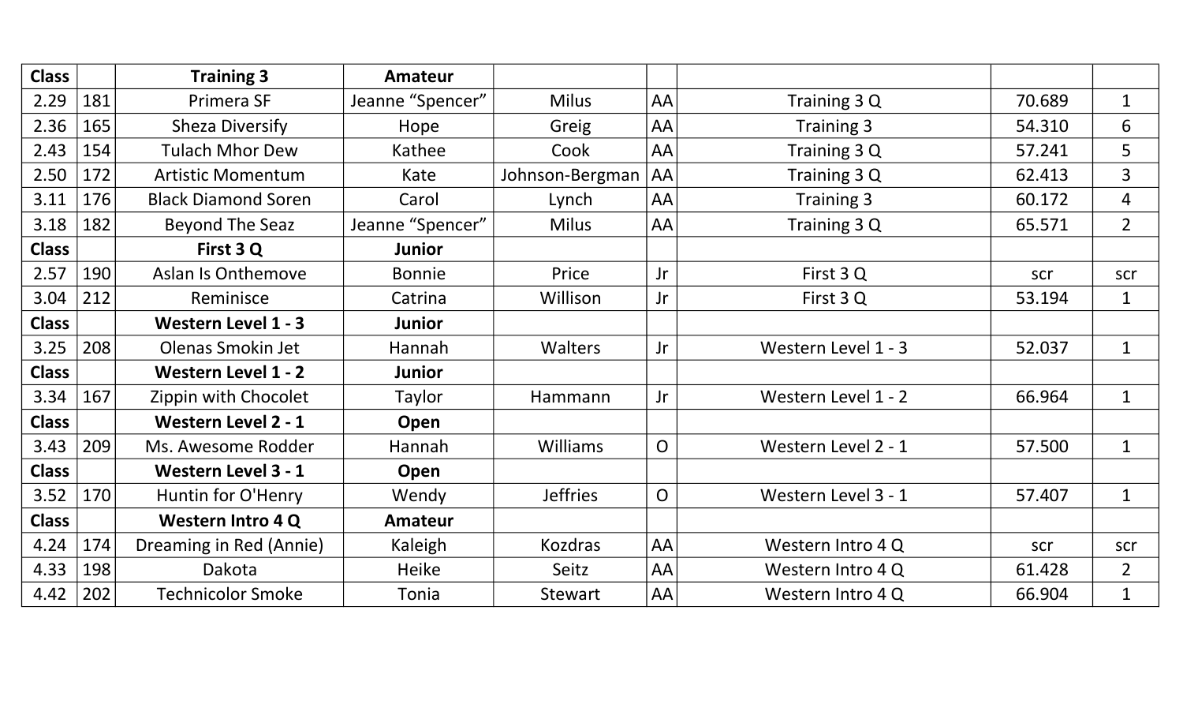| Class | | Training 3 | Amateur | | | | | |
|---|---|---|---|---|---|---|---|---|
| 2.29 | 181 | Primera SF | Jeanne "Spencer" | Milus | AA | Training 3 Q | 70.689 | 1 |
| 2.36 | 165 | Sheza Diversify | Hope | Greig | AA | Training 3 | 54.310 | 6 |
| 2.43 | 154 | Tulach Mhor Dew | Kathee | Cook | AA | Training 3 Q | 57.241 | 5 |
| 2.50 | 172 | Artistic Momentum | Kate | Johnson-Bergman | AA | Training 3 Q | 62.413 | 3 |
| 3.11 | 176 | Black Diamond Soren | Carol | Lynch | AA | Training 3 | 60.172 | 4 |
| 3.18 | 182 | Beyond The Seaz | Jeanne "Spencer" | Milus | AA | Training 3 Q | 65.571 | 2 |
| **Class** | | **First 3 Q** | **Junior** | | | | | |
| 2.57 | 190 | Aslan Is Onthemove | Bonnie | Price | Jr | First 3 Q | scr | scr |
| 3.04 | 212 | Reminisce | Catrina | Willison | Jr | First 3 Q | 53.194 | 1 |
| **Class** | | **Western Level 1 - 3** | **Junior** | | | | | |
| 3.25 | 208 | Olenas Smokin Jet | Hannah | Walters | Jr | Western Level 1 - 3 | 52.037 | 1 |
| **Class** | | **Western Level 1 - 2** | **Junior** | | | | | |
| 3.34 | 167 | Zippin with Chocolet | Taylor | Hammann | Jr | Western Level 1 - 2 | 66.964 | 1 |
| **Class** | | **Western Level 2 - 1** | **Open** | | | | | |
| 3.43 | 209 | Ms. Awesome Rodder | Hannah | Williams | O | Western Level 2 - 1 | 57.500 | 1 |
| **Class** | | **Western Level 3 - 1** | **Open** | | | | | |
| 3.52 | 170 | Huntin for O'Henry | Wendy | Jeffries | O | Western Level 3 - 1 | 57.407 | 1 |
| **Class** | | **Western Intro 4 Q** | **Amateur** | | | | | |
| 4.24 | 174 | Dreaming in Red (Annie) | Kaleigh | Kozdras | AA | Western Intro 4 Q | scr | scr |
| 4.33 | 198 | Dakota | Heike | Seitz | AA | Western Intro 4 Q | 61.428 | 2 |
| 4.42 | 202 | Technicolor Smoke | Tonia | Stewart | AA | Western Intro 4 Q | 66.904 | 1 |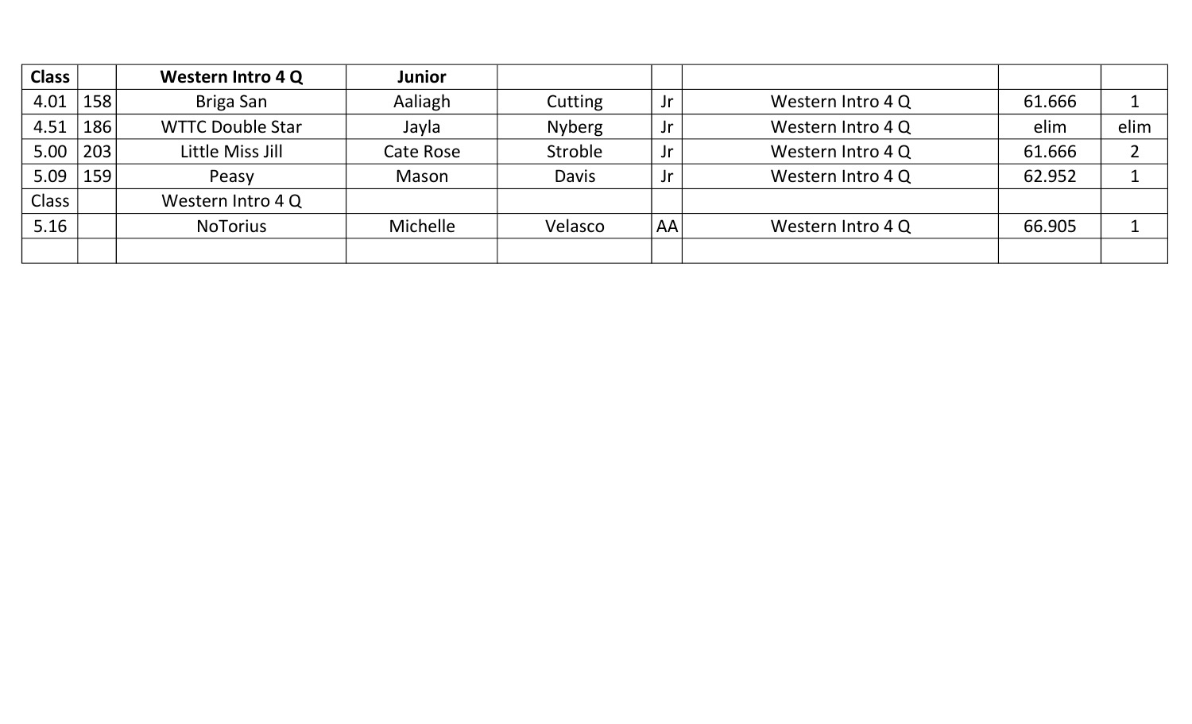| **Class** | | **Western Intro 4 Q** | **Junior** | | | | | |
|---|---|---|---|---|---|---|---|---|
| 4.01 | 158 | Briga San | Aaliagh | Cutting | Jr | Western Intro 4 Q | 61.666 | 1 |
| 4.51 | 186 | WTTC Double Star | Jayla | Nyberg | Jr | Western Intro 4 Q | elim | elim |
| 5.00 | 203 | Little Miss Jill | Cate Rose | Stroble | Jr | Western Intro 4 Q | 61.666 | 2 |
| 5.09 | 159 | Peasy | Mason | Davis | Jr | Western Intro 4 Q | 62.952 | 1 |
| Class | | Western Intro 4 Q | | | | | | |
| 5.16 | | NoTorius | Michelle | Velasco | AA | Western Intro 4 Q | 66.905 | 1 |
| | | | | | | | | |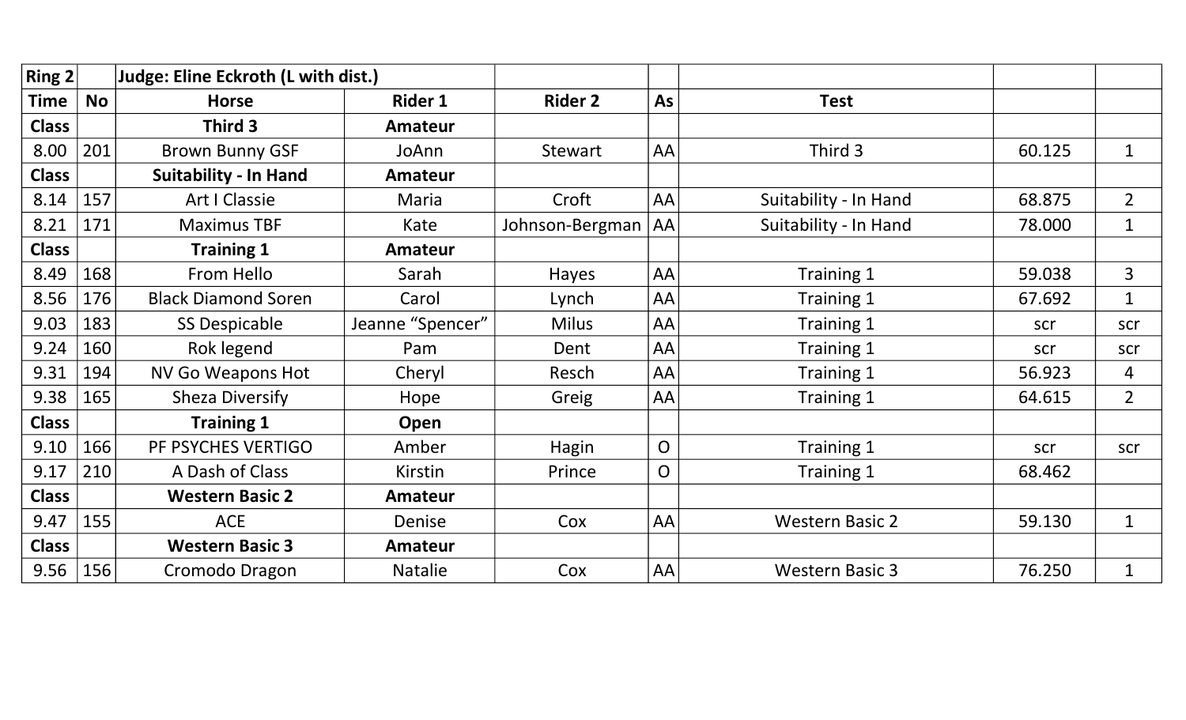| Ring 2 | | Judge: Eline Eckroth (L with dist.) | | | | | | |
|---|---|---|---|---|---|---|---|---|
| Time | No | Horse | Rider 1 | Rider 2 | As | Test | | |
| Class | | Third 3 | Amateur | | | | | |
| 8.00 | 201 | Brown Bunny GSF | JoAnn | Stewart | AA | Third 3 | 60.125 | 1 |
| Class | | Suitability - In Hand | Amateur | | | | | |
| 8.14 | 157 | Art I Classie | Maria | Croft | AA | Suitability - In Hand | 68.875 | 2 |
| 8.21 | 171 | Maximus TBF | Kate | Johnson-Bergman | AA | Suitability - In Hand | 78.000 | 1 |
| Class | | Training 1 | Amateur | | | | | |
| 8.49 | 168 | From Hello | Sarah | Hayes | AA | Training 1 | 59.038 | 3 |
| 8.56 | 176 | Black Diamond Soren | Carol | Lynch | AA | Training 1 | 67.692 | 1 |
| 9.03 | 183 | SS Despicable | Jeanne "Spencer" | Milus | AA | Training 1 | scr | scr |
| 9.24 | 160 | Rok legend | Pam | Dent | AA | Training 1 | scr | scr |
| 9.31 | 194 | NV Go Weapons Hot | Cheryl | Resch | AA | Training 1 | 56.923 | 4 |
| 9.38 | 165 | Sheza Diversify | Hope | Greig | AA | Training 1 | 64.615 | 2 |
| Class | | Training 1 | Open | | | | | |
| 9.10 | 166 | PF PSYCHES VERTIGO | Amber | Hagin | O | Training 1 | scr | scr |
| 9.17 | 210 | A Dash of Class | Kirstin | Prince | O | Training 1 | 68.462 | |
| Class | | Western Basic 2 | Amateur | | | | | |
| 9.47 | 155 | ACE | Denise | Cox | AA | Western Basic 2 | 59.130 | 1 |
| Class | | Western Basic 3 | Amateur | | | | | |
| 9.56 | 156 | Cromodo Dragon | Natalie | Cox | AA | Western Basic 3 | 76.250 | 1 |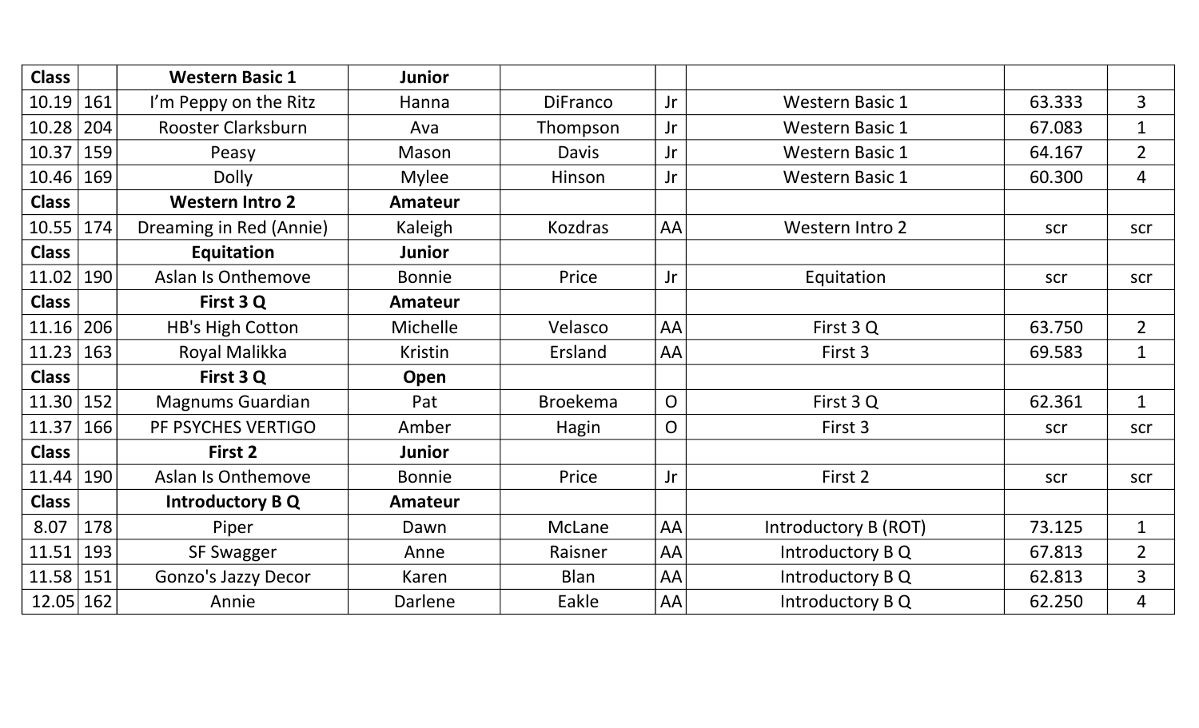| Class | | Western Basic 1 | Junior | | | | | |
|---|---|---|---|---|---|---|---|---|
| 10.19 | 161 | I'm Peppy on the Ritz | Hanna | DiFranco | Jr | Western Basic 1 | 63.333 | 3 |
| 10.28 | 204 | Rooster Clarksburn | Ava | Thompson | Jr | Western Basic 1 | 67.083 | 1 |
| 10.37 | 159 | Peasy | Mason | Davis | Jr | Western Basic 1 | 64.167 | 2 |
| 10.46 | 169 | Dolly | Mylee | Hinson | Jr | Western Basic 1 | 60.300 | 4 |
| **Class** | | **Western Intro 2** | **Amateur** | | | | | |
| 10.55 | 174 | Dreaming in Red (Annie) | Kaleigh | Kozdras | AA | Western Intro 2 | scr | scr |
| **Class** | | **Equitation** | **Junior** | | | | | |
| 11.02 | 190 | Aslan Is Onthemove | Bonnie | Price | Jr | Equitation | scr | scr |
| **Class** | | **First 3 Q** | **Amateur** | | | | | |
| 11.16 | 206 | HB's High Cotton | Michelle | Velasco | AA | First 3 Q | 63.750 | 2 |
| 11.23 | 163 | Royal Malikka | Kristin | Ersland | AA | First 3 | 69.583 | 1 |
| **Class** | | **First 3 Q** | **Open** | | | | | |
| 11.30 | 152 | Magnums Guardian | Pat | Broekema | O | First 3 Q | 62.361 | 1 |
| 11.37 | 166 | PF PSYCHES VERTIGO | Amber | Hagin | O | First 3 | scr | scr |
| **Class** | | **First 2** | **Junior** | | | | | |
| 11.44 | 190 | Aslan Is Onthemove | Bonnie | Price | Jr | First 2 | scr | scr |
| **Class** | | **Introductory B Q** | **Amateur** | | | | | |
| 8.07 | 178 | Piper | Dawn | McLane | AA | Introductory B (ROT) | 73.125 | 1 |
| 11.51 | 193 | SF Swagger | Anne | Raisner | AA | Introductory B Q | 67.813 | 2 |
| 11.58 | 151 | Gonzo's Jazzy Decor | Karen | Blan | AA | Introductory B Q | 62.813 | 3 |
| 12.05 | 162 | Annie | Darlene | Eakle | AA | Introductory B Q | 62.250 | 4 |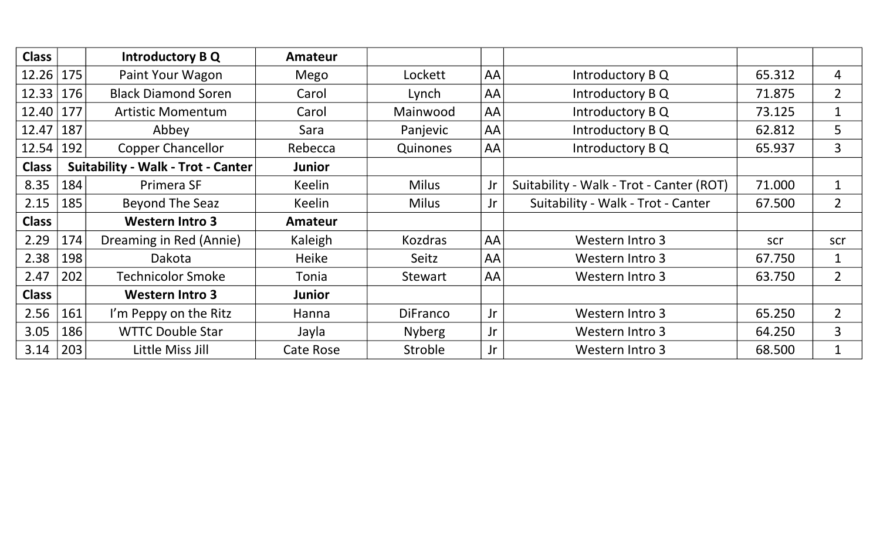| Class | | Introductory B Q | Amateur | | | | | |
|---|---|---|---|---|---|---|---|---|
| 12.26 | 175 | Paint Your Wagon | Mego | Lockett | AA | Introductory B Q | 65.312 | 4 |
| 12.33 | 176 | Black Diamond Soren | Carol | Lynch | AA | Introductory B Q | 71.875 | 2 |
| 12.40 | 177 | Artistic Momentum | Carol | Mainwood | AA | Introductory B Q | 73.125 | 1 |
| 12.47 | 187 | Abbey | Sara | Panjevic | AA | Introductory B Q | 62.812 | 5 |
| 12.54 | 192 | Copper Chancellor | Rebecca | Quinones | AA | Introductory B Q | 65.937 | 3 |
| **Class** | **Suitability - Walk - Trot - Canter** | | **Junior** | | | | | |
| 8.35 | 184 | Primera SF | Keelin | Milus | Jr | Suitability - Walk - Trot - Canter (ROT) | 71.000 | 1 |
| 2.15 | 185 | Beyond The Seaz | Keelin | Milus | Jr | Suitability - Walk - Trot - Canter | 67.500 | 2 |
| **Class** | | **Western Intro 3** | **Amateur** | | | | | |
| 2.29 | 174 | Dreaming in Red (Annie) | Kaleigh | Kozdras | AA | Western Intro 3 | scr | scr |
| 2.38 | 198 | Dakota | Heike | Seitz | AA | Western Intro 3 | 67.750 | 1 |
| 2.47 | 202 | Technicolor Smoke | Tonia | Stewart | AA | Western Intro 3 | 63.750 | 2 |
| **Class** | | **Western Intro 3** | **Junior** | | | | | |
| 2.56 | 161 | I'm Peppy on the Ritz | Hanna | DiFranco | Jr | Western Intro 3 | 65.250 | 2 |
| 3.05 | 186 | WTTC Double Star | Jayla | Nyberg | Jr | Western Intro 3 | 64.250 | 3 |
| 3.14 | 203 | Little Miss Jill | Cate Rose | Stroble | Jr | Western Intro 3 | 68.500 | 1 |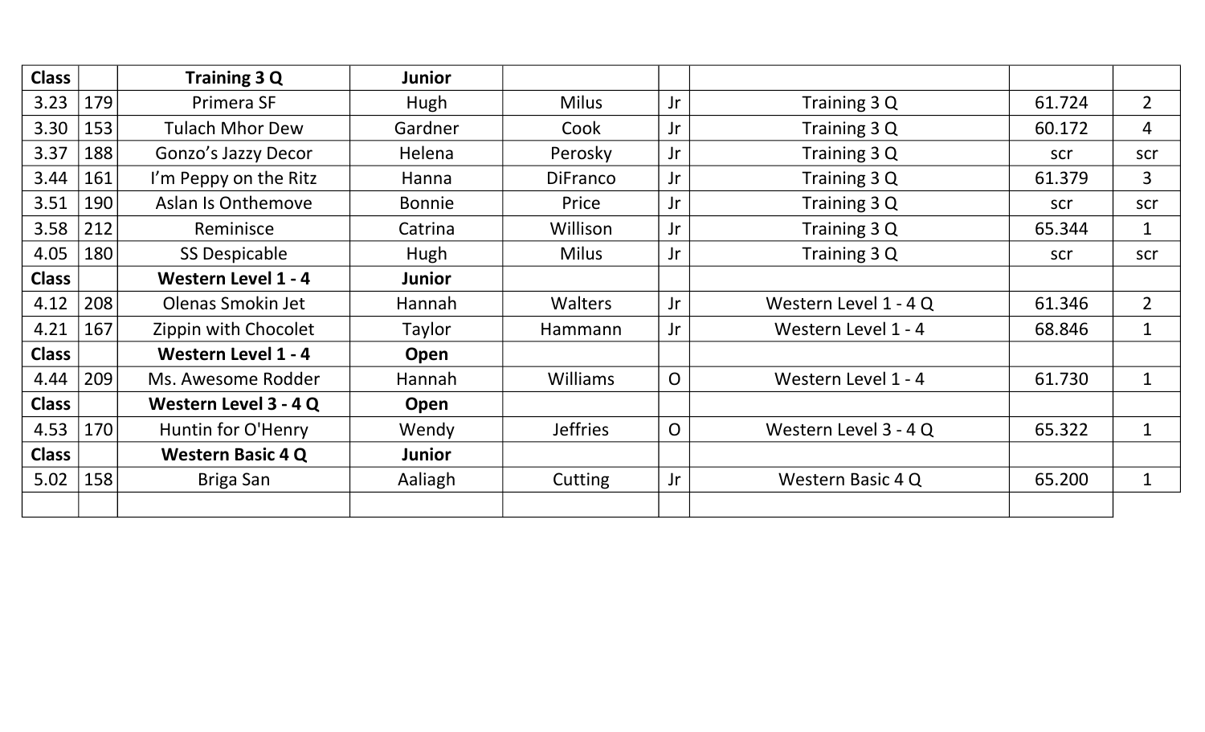| Class | | Training 3 Q | Junior | | | | | |
|---|---|---|---|---|---|---|---|---|
| 3.23 | 179 | Primera SF | Hugh | Milus | Jr | Training 3 Q | 61.724 | 2 |
| 3.30 | 153 | Tulach Mhor Dew | Gardner | Cook | Jr | Training 3 Q | 60.172 | 4 |
| 3.37 | 188 | Gonzo’s Jazzy Decor | Helena | Perosky | Jr | Training 3 Q | scr | scr |
| 3.44 | 161 | I’m Peppy on the Ritz | Hanna | DiFranco | Jr | Training 3 Q | 61.379 | 3 |
| 3.51 | 190 | Aslan Is Onthemove | Bonnie | Price | Jr | Training 3 Q | scr | scr |
| 3.58 | 212 | Reminisce | Catrina | Willison | Jr | Training 3 Q | 65.344 | 1 |
| 4.05 | 180 | SS Despicable | Hugh | Milus | Jr | Training 3 Q | scr | scr |
| **Class** | | **Western Level 1 - 4** | **Junior** | | | | | |
| 4.12 | 208 | Olenas Smokin Jet | Hannah | Walters | Jr | Western Level 1 - 4 Q | 61.346 | 2 |
| 4.21 | 167 | Zippin with Chocolet | Taylor | Hammann | Jr | Western Level 1 - 4 | 68.846 | 1 |
| **Class** | | **Western Level 1 - 4** | **Open** | | | | | |
| 4.44 | 209 | Ms. Awesome Rodder | Hannah | Williams | O | Western Level 1 - 4 | 61.730 | 1 |
| **Class** | | **Western Level 3 - 4 Q** | **Open** | | | | | |
| 4.53 | 170 | Huntin for O'Henry | Wendy | Jeffries | O | Western Level 3 - 4 Q | 65.322 | 1 |
| **Class** | | **Western Basic 4 Q** | **Junior** | | | | | |
| 5.02 | 158 | Briga San | Aaliagh | Cutting | Jr | Western Basic 4 Q | 65.200 | 1 |
| | | | | | | | | |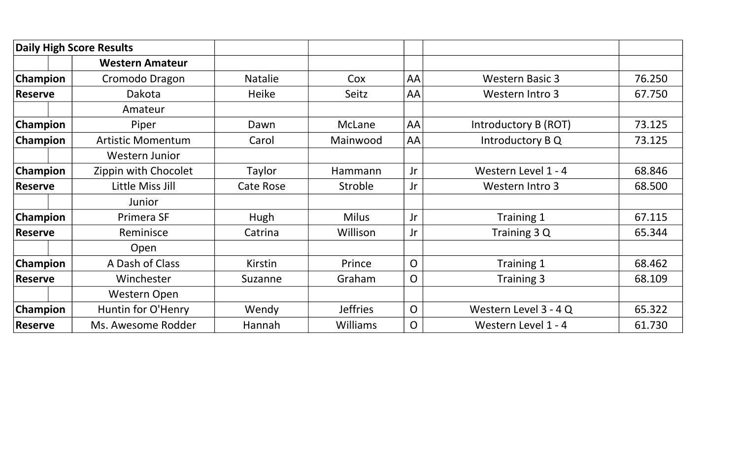| | | | | | | |
|---|---|---|---|---|---|---|
| **Daily High Score Results** | | | | | | |
| | **Western Amateur** | | | | | |
| **Champion** | Cromodo Dragon | Natalie | Cox | AA | Western Basic 3 | 76.250 |
| **Reserve** | Dakota | Heike | Seitz | AA | Western Intro 3 | 67.750 |
| | Amateur | | | | | |
| **Champion** | Piper | Dawn | McLane | AA | Introductory B (ROT) | 73.125 |
| **Champion** | Artistic Momentum | Carol | Mainwood | AA | Introductory B Q | 73.125 |
| | Western Junior | | | | | |
| **Champion** | Zippin with Chocolet | Taylor | Hammann | Jr | Western Level 1 - 4 | 68.846 |
| **Reserve** | Little Miss Jill | Cate Rose | Stroble | Jr | Western Intro 3 | 68.500 |
| | Junior | | | | | |
| **Champion** | Primera SF | Hugh | Milus | Jr | Training 1 | 67.115 |
| **Reserve** | Reminisce | Catrina | Willison | Jr | Training 3 Q | 65.344 |
| | Open | | | | | |
| **Champion** | A Dash of Class | Kirstin | Prince | O | Training 1 | 68.462 |
| **Reserve** | Winchester | Suzanne | Graham | O | Training 3 | 68.109 |
| | Western Open | | | | | |
| **Champion** | Huntin for O'Henry | Wendy | Jeffries | O | Western Level 3 - 4 Q | 65.322 |
| **Reserve** | Ms. Awesome Rodder | Hannah | Williams | O | Western Level 1 - 4 | 61.730 |